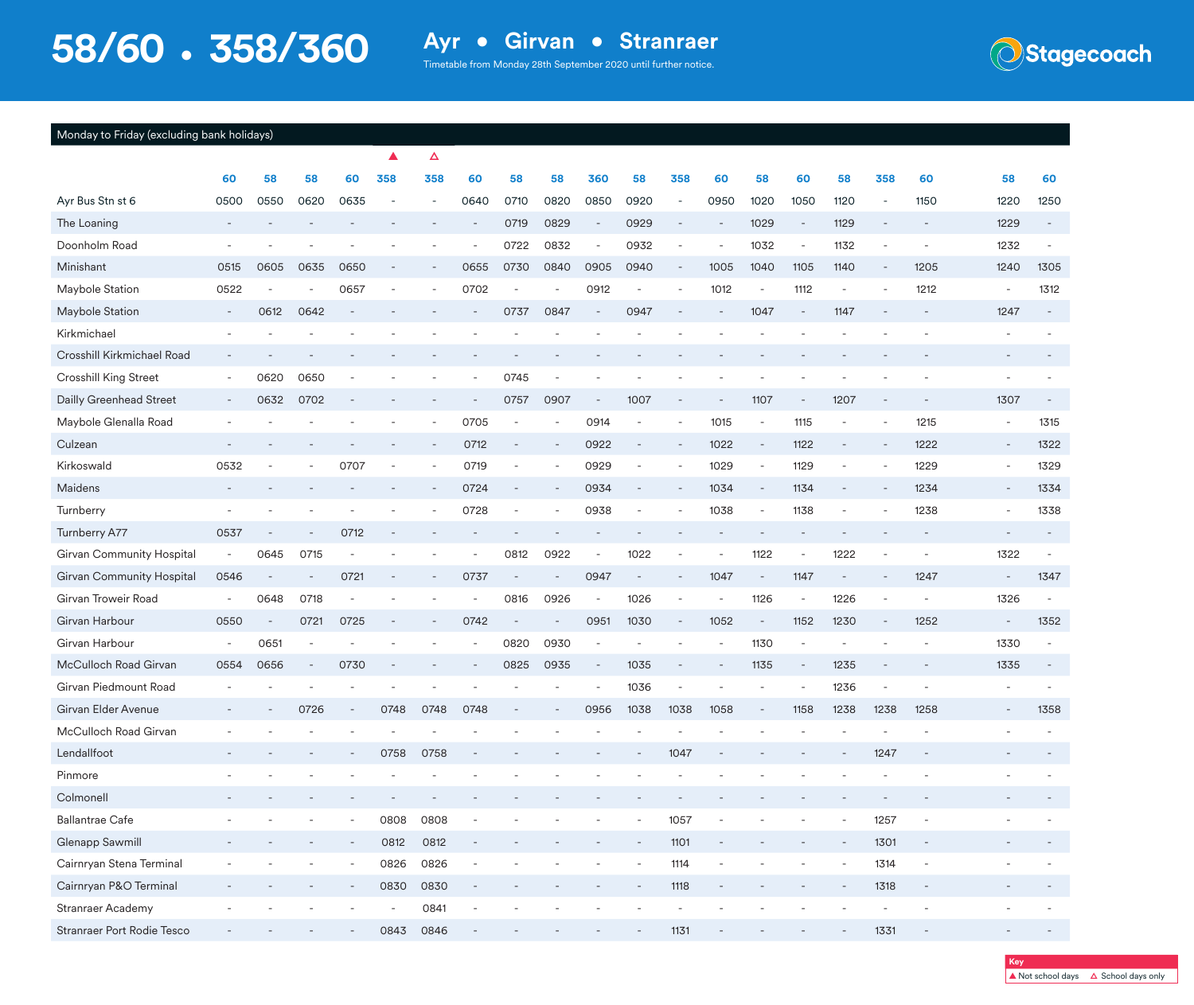# 58/60 • 358/360

## Ayr • Girvan • Stranraer

Timetable from Monday 28th September 2020 until further notice.

Stagecoach

**Monday to Friday (excluding bank holidays)**

| | 60 | 58 | 58 | 60 | 358 ▲ | 358 △ | 60 | 58 | 58 | 360 | 58 | 358 | 60 | 58 | 60 | 58 | 358 | 60 | 58 | 60 |
|---|---|---|---|---|---|---|---|---|---|---|---|---|---|---|---|---|---|---|---|---|
| Ayr Bus Stn st 6 | 0500 | 0550 | 0620 | 0635 | - | - | 0640 | 0710 | 0820 | 0850 | 0920 | - | 0950 | 1020 | 1050 | 1120 | - | 1150 | 1220 | 1250 |
| The Loaning | - | - | - | - | - | - | - | 0719 | 0829 | - | 0929 | - | - | 1029 | - | 1129 | - | - | 1229 | - |
| Doonholm Road | - | - | - | - | - | - | - | 0722 | 0832 | - | 0932 | - | - | 1032 | - | 1132 | - | - | 1232 | - |
| Minishant | 0515 | 0605 | 0635 | 0650 | - | - | 0655 | 0730 | 0840 | 0905 | 0940 | - | 1005 | 1040 | 1105 | 1140 | - | 1205 | 1240 | 1305 |
| Maybole Station | 0522 | - | - | 0657 | - | - | 0702 | - | - | 0912 | - | - | 1012 | - | 1112 | - | - | 1212 | - | 1312 |
| Maybole Station | - | 0612 | 0642 | - | - | - | - | 0737 | 0847 | - | 0947 | - | - | 1047 | - | 1147 | - | - | 1247 | - |
| Kirkmichael | - | - | - | - | - | - | - | - | - | - | - | - | - | - | - | - | - | - | - | - |
| Crosshill Kirkmichael Road | - | - | - | - | - | - | - | - | - | - | - | - | - | - | - | - | - | - | - | - |
| Crosshill King Street | - | 0620 | 0650 | - | - | - | - | 0745 | - | - | - | - | - | - | - | - | - | - | - | - |
| Dailly Greenhead Street | - | 0632 | 0702 | - | - | - | - | 0757 | 0907 | - | 1007 | - | - | 1107 | - | 1207 | - | - | 1307 | - |
| Maybole Glenalla Road | - | - | - | - | - | - | 0705 | - | - | 0914 | - | - | 1015 | - | 1115 | - | - | 1215 | - | 1315 |
| Culzean | - | - | - | - | - | - | 0712 | - | - | 0922 | - | - | 1022 | - | 1122 | - | - | 1222 | - | 1322 |
| Kirkoswald | 0532 | - | - | 0707 | - | - | 0719 | - | - | 0929 | - | - | 1029 | - | 1129 | - | - | 1229 | - | 1329 |
| Maidens | - | - | - | - | - | - | 0724 | - | - | 0934 | - | - | 1034 | - | 1134 | - | - | 1234 | - | 1334 |
| Turnberry | - | - | - | - | - | - | 0728 | - | - | 0938 | - | - | 1038 | - | 1138 | - | - | 1238 | - | 1338 |
| Turnberry A77 | 0537 | - | - | 0712 | - | - | - | - | - | - | - | - | - | - | - | - | - | - | - | - |
| Girvan Community Hospital | - | 0645 | 0715 | - | - | - | - | 0812 | 0922 | - | 1022 | - | - | 1122 | - | 1222 | - | - | 1322 | - |
| Girvan Community Hospital | 0546 | - | - | 0721 | - | - | 0737 | - | - | 0947 | - | - | 1047 | - | 1147 | - | - | 1247 | - | 1347 |
| Girvan Troweir Road | - | 0648 | 0718 | - | - | - | - | 0816 | 0926 | - | 1026 | - | - | 1126 | - | 1226 | - | - | 1326 | - |
| Girvan Harbour | 0550 | - | 0721 | 0725 | - | - | 0742 | - | - | 0951 | 1030 | - | 1052 | - | 1152 | 1230 | - | 1252 | - | 1352 |
| Girvan Harbour | - | 0651 | - | - | - | - | - | 0820 | 0930 | - | - | - | - | 1130 | - | - | - | - | 1330 | - |
| McCulloch Road Girvan | 0554 | 0656 | - | 0730 | - | - | - | 0825 | 0935 | - | 1035 | - | - | 1135 | - | 1235 | - | - | 1335 | - |
| Girvan Piedmount Road | - | - | - | - | - | - | - | - | - | - | 1036 | - | - | - | - | 1236 | - | - | - | - |
| Girvan Elder Avenue | - | - | 0726 | - | 0748 | 0748 | 0748 | - | - | 0956 | 1038 | 1038 | 1058 | - | 1158 | 1238 | 1238 | 1258 | - | 1358 |
| McCulloch Road Girvan | - | - | - | - | - | - | - | - | - | - | - | - | - | - | - | - | - | - | - | - |
| Lendalfoot | - | - | - | - | 0758 | 0758 | - | - | - | - | - | 1047 | - | - | - | - | 1247 | - | - | - |
| Pinmore | - | - | - | - | - | - | - | - | - | - | - | - | - | - | - | - | - | - | - | - |
| Colmonell | - | - | - | - | - | - | - | - | - | - | - | - | - | - | - | - | - | - | - | - |
| Ballantrae Cafe | - | - | - | - | 0808 | 0808 | - | - | - | - | - | 1057 | - | - | - | - | 1257 | - | - | - |
| Glenapp Sawmill | - | - | - | - | 0812 | 0812 | - | - | - | - | - | 1101 | - | - | - | - | 1301 | - | - | - |
| Cairnryan Stena Terminal | - | - | - | - | 0826 | 0826 | - | - | - | - | - | 1114 | - | - | - | - | 1314 | - | - | - |
| Cairnryan P&O Terminal | - | - | - | - | 0830 | 0830 | - | - | - | - | - | 1118 | - | - | - | - | 1318 | - | - | - |
| Stranraer Academy | - | - | - | - | - | 0841 | - | - | - | - | - | - | - | - | - | - | - | - | - | - |
| Stranraer Port Rodie Tesco | - | - | - | - | 0843 | 0846 | - | - | - | - | - | 1131 | - | - | - | - | 1331 | - | - | - |

**Key**

▲ Not school days
△ School days only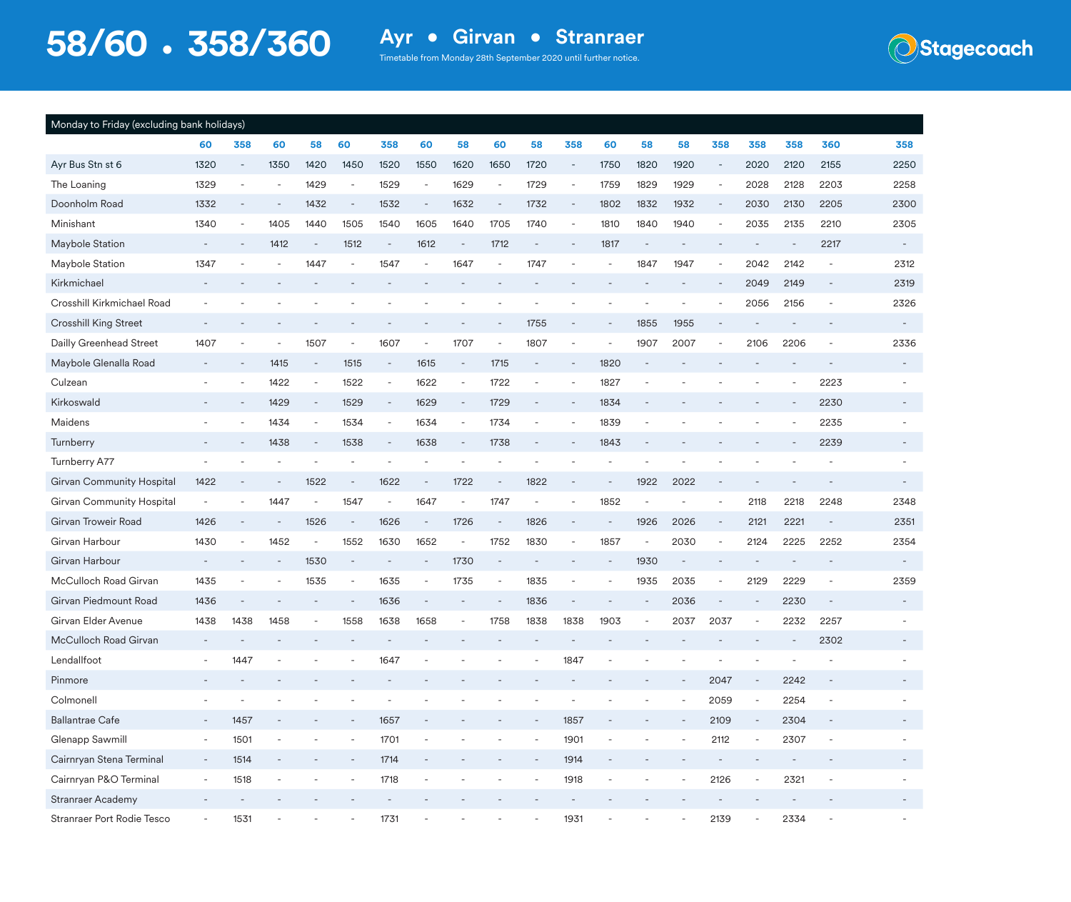# 58/60 • 358/360

## Ayr • Girvan • Stranraer

Timetable from Monday 28th September 2020 until further notice.

Stagecoach

| Monday to Friday (excluding bank holidays) | 60 | 358 | 60 | 58 | 60 | 358 | 60 | 58 | 60 | 58 | 358 | 60 | 58 | 58 | 358 | 358 | 358 | 360 | 358 |
|---|---|---|---|---|---|---|---|---|---|---|---|---|---|---|---|---|---|---|---|
| Ayr Bus Stn st 6 | 1320 | - | 1350 | 1420 | 1450 | 1520 | 1550 | 1620 | 1650 | 1720 | - | 1750 | 1820 | 1920 | - | 2020 | 2120 | 2155 | 2250 |
| The Loaning | 1329 | - | - | 1429 | - | 1529 | - | 1629 | - | 1729 | - | 1759 | 1829 | 1929 | - | 2028 | 2128 | 2203 | 2258 |
| Doonholm Road | 1332 | - | - | 1432 | - | 1532 | - | 1632 | - | 1732 | - | 1802 | 1832 | 1932 | - | 2030 | 2130 | 2205 | 2300 |
| Minishant | 1340 | - | 1405 | 1440 | 1505 | 1540 | 1605 | 1640 | 1705 | 1740 | - | 1810 | 1840 | 1940 | - | 2035 | 2135 | 2210 | 2305 |
| Maybole Station | - | - | 1412 | - | 1512 | - | 1612 | - | 1712 | - | - | 1817 | - | - | - | - | - | 2217 | - |
| Maybole Station | 1347 | - | - | 1447 | - | 1547 | - | 1647 | - | 1747 | - | - | 1847 | 1947 | - | 2042 | 2142 | - | 2312 |
| Kirkmichael | - | - | - | - | - | - | - | - | - | - | - | - | - | - | - | 2049 | 2149 | - | 2319 |
| Crosshill Kirkmichael Road | - | - | - | - | - | - | - | - | - | - | - | - | - | - | - | 2056 | 2156 | - | 2326 |
| Crosshill King Street | - | - | - | - | - | - | - | - | - | 1755 | - | - | 1855 | 1955 | - | - | - | - | - |
| Dailly Greenhead Street | 1407 | - | - | 1507 | - | 1607 | - | 1707 | - | 1807 | - | - | 1907 | 2007 | - | 2106 | 2206 | - | 2336 |
| Maybole Glenalla Road | - | - | 1415 | - | 1515 | - | 1615 | - | 1715 | - | - | 1820 | - | - | - | - | - | - | - |
| Culzean | - | - | 1422 | - | 1522 | - | 1622 | - | 1722 | - | - | 1827 | - | - | - | - | - | 2223 | - |
| Kirkoswald | - | - | 1429 | - | 1529 | - | 1629 | - | 1729 | - | - | 1834 | - | - | - | - | - | 2230 | - |
| Maidens | - | - | 1434 | - | 1534 | - | 1634 | - | 1734 | - | - | 1839 | - | - | - | - | - | 2235 | - |
| Turnberry | - | - | 1438 | - | 1538 | - | 1638 | - | 1738 | - | - | 1843 | - | - | - | - | - | 2239 | - |
| Turnberry A77 | - | - | - | - | - | - | - | - | - | - | - | - | - | - | - | - | - | - | - |
| Girvan Community Hospital | 1422 | - | - | 1522 | - | 1622 | - | 1722 | - | 1822 | - | - | 1922 | 2022 | - | - | - | - | - |
| Girvan Community Hospital | - | - | 1447 | - | 1547 | - | 1647 | - | 1747 | - | - | 1852 | - | - | - | 2118 | 2218 | 2248 | 2348 |
| Girvan Troweir Road | 1426 | - | - | 1526 | - | 1626 | - | 1726 | - | 1826 | - | - | 1926 | 2026 | - | 2121 | 2221 | - | 2351 |
| Girvan Harbour | 1430 | - | 1452 | - | 1552 | 1630 | 1652 | - | 1752 | 1830 | - | 1857 | - | 2030 | - | 2124 | 2225 | 2252 | 2354 |
| Girvan Harbour | - | - | - | 1530 | - | - | - | 1730 | - | - | - | - | 1930 | - | - | - | - | - | - |
| McCulloch Road Girvan | 1435 | - | - | 1535 | - | 1635 | - | 1735 | - | 1835 | - | - | 1935 | 2035 | - | 2129 | 2229 | - | 2359 |
| Girvan Piedmount Road | 1436 | - | - | - | - | 1636 | - | - | - | 1836 | - | - | - | 2036 | - | - | 2230 | - | - |
| Girvan Elder Avenue | 1438 | 1438 | 1458 | - | 1558 | 1638 | 1658 | - | 1758 | 1838 | 1838 | 1903 | - | 2037 | 2037 | - | 2232 | 2257 | - |
| McCulloch Road Girvan | - | - | - | - | - | - | - | - | - | - | - | - | - | - | - | - | - | 2302 | - |
| Lendalfoot | - | 1447 | - | - | - | 1647 | - | - | - | - | 1847 | - | - | - | - | - | - | - | - |
| Pinmore | - | - | - | - | - | - | - | - | - | - | - | - | - | - | 2047 | - | 2242 | - | - |
| Colmonell | - | - | - | - | - | - | - | - | - | - | - | - | - | - | 2059 | - | 2254 | - | - |
| Ballantrae Cafe | - | 1457 | - | - | - | 1657 | - | - | - | - | 1857 | - | - | - | 2109 | - | 2304 | - | - |
| Glenapp Sawmill | - | 1501 | - | - | - | 1701 | - | - | - | - | 1901 | - | - | - | 2112 | - | 2307 | - | - |
| Cairnryan Stena Terminal | - | 1514 | - | - | - | 1714 | - | - | - | - | 1914 | - | - | - | - | - | - | - | - |
| Cairnryan P&O Terminal | - | 1518 | - | - | - | 1718 | - | - | - | - | 1918 | - | - | - | 2126 | - | 2321 | - | - |
| Stranraer Academy | - | - | - | - | - | - | - | - | - | - | - | - | - | - | - | - | - | - | - |
| Stranraer Port Rodie Tesco | - | 1531 | - | - | - | 1731 | - | - | - | - | 1931 | - | - | - | 2139 | - | 2334 | - | - |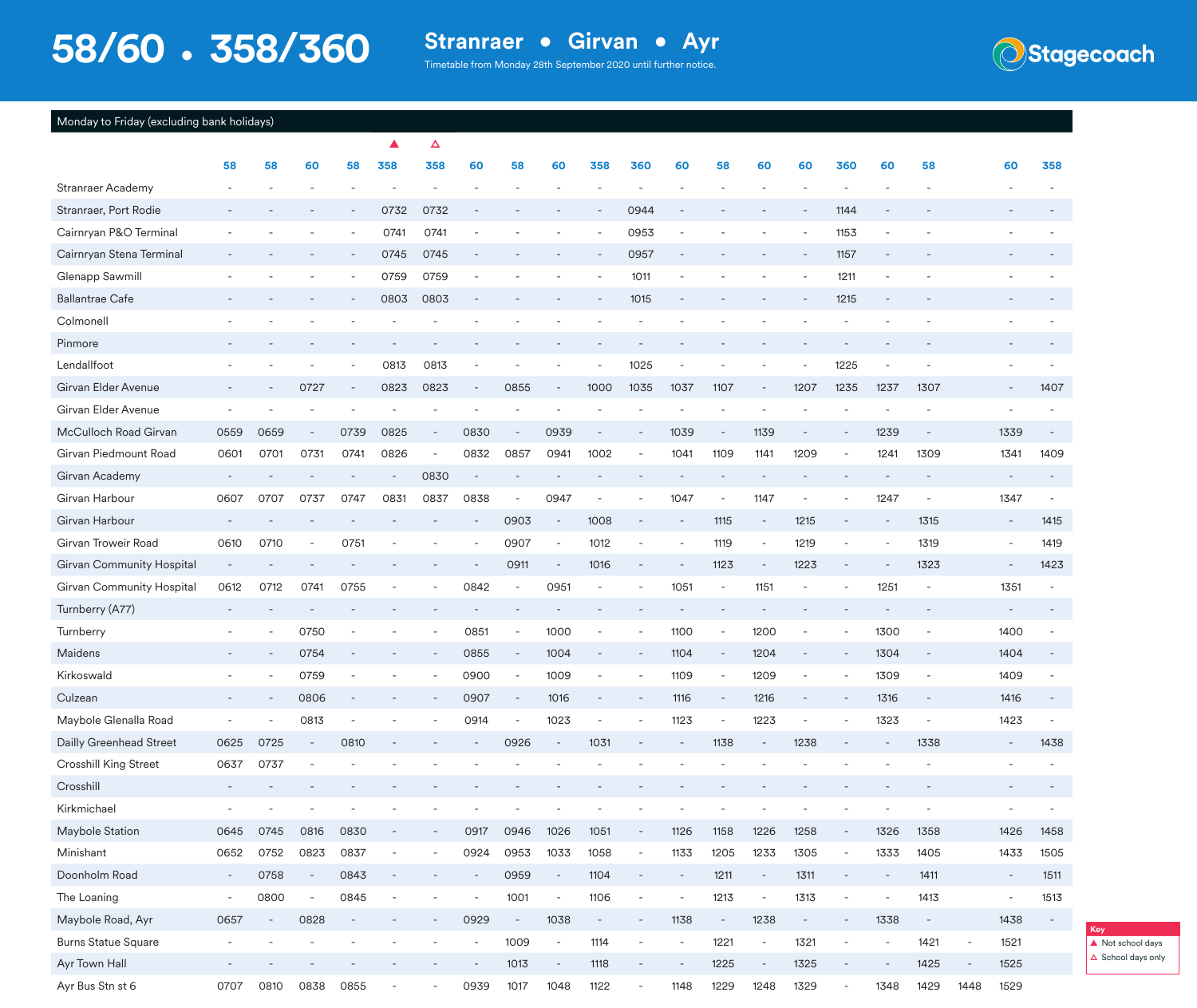# 58/60 • 358/360

## Stranraer • Girvan • Ayr

Timetable from Monday 28th September 2020 until further notice.

Stagecoach

**Monday to Friday (excluding bank holidays)**

| | | | | | ▲ | △ | | | | | | | | | | | | | | | |
|---|---|---|---|---|---|---|---|---|---|---|---|---|---|---|---|---|---|---|---|---|---|
| | 58 | 58 | 60 | 58 | 358 | 358 | 60 | 58 | 60 | 358 | 360 | 60 | 58 | 60 | 60 | 360 | 60 | 58 | | 60 | 358 |
| Stranraer Academy | - | - | - | - | - | - | - | - | - | - | - | - | - | - | - | - | - | - | | - | - |
| Stranraer, Port Rodie | - | - | - | - | 0732 | 0732 | - | - | - | - | 0944 | - | - | - | - | 1144 | - | - | | - | - |
| Cairnryan P&O Terminal | - | - | - | - | 0741 | 0741 | - | - | - | - | 0953 | - | - | - | - | 1153 | - | - | | - | - |
| Cairnryan Stena Terminal | - | - | - | - | 0745 | 0745 | - | - | - | - | 0957 | - | - | - | - | 1157 | - | - | | - | - |
| Glenapp Sawmill | - | - | - | - | 0759 | 0759 | - | - | - | - | 1011 | - | - | - | - | 1211 | - | - | | - | - |
| Ballantrae Cafe | - | - | - | - | 0803 | 0803 | - | - | - | - | 1015 | - | - | - | - | 1215 | - | - | | - | - |
| Colmonell | - | - | - | - | - | - | - | - | - | - | - | - | - | - | - | - | - | - | | - | - |
| Pinmore | - | - | - | - | - | - | - | - | - | - | - | - | - | - | - | - | - | - | | - | - |
| Lendallfoot | - | - | - | - | 0813 | 0813 | - | - | - | - | 1025 | - | - | - | - | 1225 | - | - | | - | - |
| Girvan Elder Avenue | - | - | 0727 | - | 0823 | 0823 | - | 0855 | - | 1000 | 1035 | 1037 | 1107 | - | 1207 | 1235 | 1237 | 1307 | | - | 1407 |
| Girvan Elder Avenue | - | - | - | - | - | - | - | - | - | - | - | - | - | - | - | - | - | - | | - | - |
| McCulloch Road Girvan | 0559 | 0659 | - | 0739 | 0825 | - | 0830 | - | 0939 | - | - | 1039 | - | 1139 | - | - | 1239 | - | | 1339 | - |
| Girvan Piedmount Road | 0601 | 0701 | 0731 | 0741 | 0826 | - | 0832 | 0857 | 0941 | 1002 | - | 1041 | 1109 | 1141 | 1209 | - | 1241 | 1309 | | 1341 | 1409 |
| Girvan Academy | - | - | - | - | - | 0830 | - | - | - | - | - | - | - | - | - | - | - | - | | - | - |
| Girvan Harbour | 0607 | 0707 | 0737 | 0747 | 0831 | 0837 | 0838 | - | 0947 | - | - | 1047 | - | 1147 | - | - | 1247 | - | | 1347 | - |
| Girvan Harbour | - | - | - | - | - | - | - | 0903 | - | 1008 | - | - | 1115 | - | 1215 | - | - | 1315 | | - | 1415 |
| Girvan Troweir Road | 0610 | 0710 | - | 0751 | - | - | - | 0907 | - | 1012 | - | - | 1119 | - | 1219 | - | - | 1319 | | - | 1419 |
| Girvan Community Hospital | - | - | - | - | - | - | - | 0911 | - | 1016 | - | - | 1123 | - | 1223 | - | - | 1323 | | - | 1423 |
| Girvan Community Hospital | 0612 | 0712 | 0741 | 0755 | - | - | 0842 | - | 0951 | - | - | 1051 | - | 1151 | - | - | 1251 | - | | 1351 | - |
| Turnberry (A77) | - | - | - | - | - | - | - | - | - | - | - | - | - | - | - | - | - | - | | - | - |
| Turnberry | - | - | 0750 | - | - | - | 0851 | - | 1000 | - | - | 1100 | - | 1200 | - | - | 1300 | - | | 1400 | - |
| Maidens | - | - | 0754 | - | - | - | 0855 | - | 1004 | - | - | 1104 | - | 1204 | - | - | 1304 | - | | 1404 | - |
| Kirkoswald | - | - | 0759 | - | - | - | 0900 | - | 1009 | - | - | 1109 | - | 1209 | - | - | 1309 | - | | 1409 | - |
| Culzean | - | - | 0806 | - | - | - | 0907 | - | 1016 | - | - | 1116 | - | 1216 | - | - | 1316 | - | | 1416 | - |
| Maybole Glenalla Road | - | - | 0813 | - | - | - | 0914 | - | 1023 | - | - | 1123 | - | 1223 | - | - | 1323 | - | | 1423 | - |
| Dailly Greenhead Street | 0625 | 0725 | - | 0810 | - | - | - | 0926 | - | 1031 | - | - | 1138 | - | 1238 | - | - | 1338 | | - | 1438 |
| Crosshill King Street | 0637 | 0737 | - | - | - | - | - | - | - | - | - | - | - | - | - | - | - | - | | - | - |
| Crosshill | - | - | - | - | - | - | - | - | - | - | - | - | - | - | - | - | - | - | | - | - |
| Kirkmichael | - | - | - | - | - | - | - | - | - | - | - | - | - | - | - | - | - | - | | - | - |
| Maybole Station | 0645 | 0745 | 0816 | 0830 | - | - | 0917 | 0946 | 1026 | 1051 | - | 1126 | 1158 | 1226 | 1258 | - | 1326 | 1358 | | 1426 | 1458 |
| Minishant | 0652 | 0752 | 0823 | 0837 | - | - | 0924 | 0953 | 1033 | 1058 | - | 1133 | 1205 | 1233 | 1305 | - | 1333 | 1405 | | 1433 | 1505 |
| Doonholm Road | - | 0758 | - | 0843 | - | - | - | 0959 | - | 1104 | - | - | 1211 | - | 1311 | - | - | 1411 | | - | 1511 |
| The Loaning | - | 0800 | - | 0845 | - | - | - | 1001 | - | 1106 | - | - | 1213 | - | 1313 | - | - | 1413 | | - | 1513 |
| Maybole Road, Ayr | 0657 | - | 0828 | - | - | - | 0929 | - | 1038 | - | - | 1138 | - | 1238 | - | - | 1338 | - | | 1438 | - |
| Burns Statue Square | - | - | - | - | - | - | - | 1009 | - | 1114 | - | - | 1221 | - | 1321 | - | - | 1421 | - | 1521 | |
| Ayr Town Hall | - | - | - | - | - | - | - | 1013 | - | 1118 | - | - | 1225 | - | 1325 | - | - | 1425 | - | 1525 | |
| Ayr Bus Stn st 6 | 0707 | 0810 | 0838 | 0855 | - | - | 0939 | 1017 | 1048 | 1122 | - | 1148 | 1229 | 1248 | 1329 | - | 1348 | 1429 | 1448 | 1529 | |

**Key**

▲ Not school days

△ School days only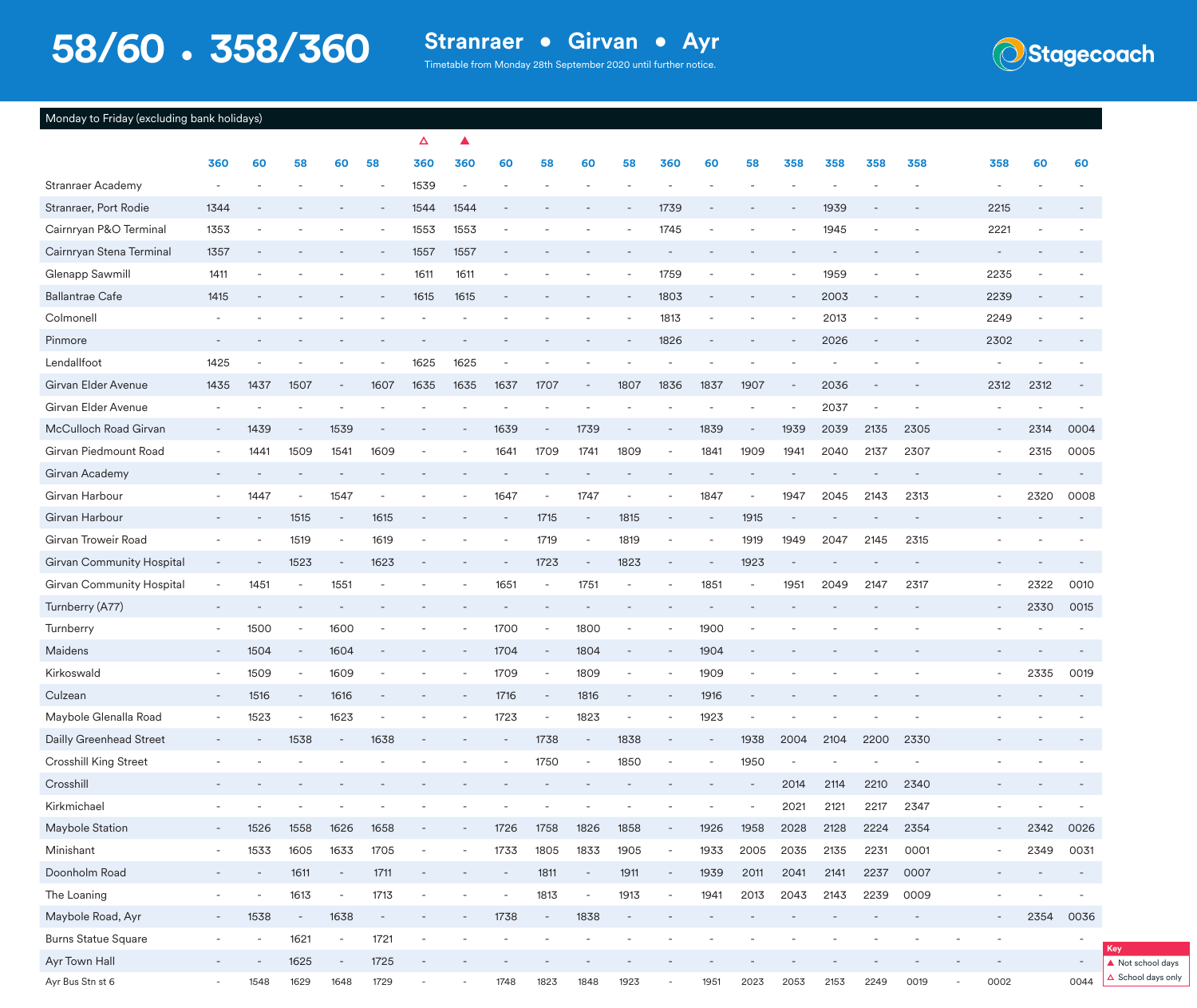# 58/60 • 358/360

## Stranraer • Girvan • Ayr

Timetable from Monday 28th September 2020 until further notice.

### Monday to Friday (excluding bank holidays)

| | 360 | 60 | 58 | 60 | 58 | 360 △ | 360 ▲ | 60 | 58 | 60 | 58 | 360 | 60 | 58 | 358 | 358 | 358 | 358 | 358 | 60 | 60 |
|---|---|---|---|---|---|---|---|---|---|---|---|---|---|---|---|---|---|---|---|---|---|
| Stranraer Academy | - | - | - | - | - | 1539 | - | - | - | - | - | - | - | - | - | - | - | - | - | - | - |
| Stranraer, Port Rodie | 1344 | - | - | - | - | 1544 | 1544 | - | - | - | - | 1739 | - | - | - | 1939 | - | - | 2215 | - | - |
| Cairnryan P&O Terminal | 1353 | - | - | - | - | 1553 | 1553 | - | - | - | - | 1745 | - | - | - | 1945 | - | - | 2221 | - | - |
| Cairnryan Stena Terminal | 1357 | - | - | - | - | 1557 | 1557 | - | - | - | - | - | - | - | - | - | - | - | - | - | - |
| Glenapp Sawmill | 1411 | - | - | - | - | 1611 | 1611 | - | - | - | - | 1759 | - | - | - | 1959 | - | - | 2235 | - | - |
| Ballantrae Cafe | 1415 | - | - | - | - | 1615 | 1615 | - | - | - | - | 1803 | - | - | - | 2003 | - | - | 2239 | - | - |
| Colmonell | - | - | - | - | - | - | - | - | - | - | - | 1813 | - | - | - | 2013 | - | - | 2249 | - | - |
| Pinmore | - | - | - | - | - | - | - | - | - | - | - | 1826 | - | - | - | 2026 | - | - | 2302 | - | - |
| Lendalfoot | 1425 | - | - | - | - | 1625 | 1625 | - | - | - | - | - | - | - | - | - | - | - | - | - | - |
| Girvan Elder Avenue | 1435 | 1437 | 1507 | - | 1607 | 1635 | 1635 | 1637 | 1707 | - | 1807 | 1836 | 1837 | 1907 | - | 2036 | - | - | 2312 | 2312 | - |
| Girvan Elder Avenue | - | - | - | - | - | - | - | - | - | - | - | - | - | - | - | 2037 | - | - | - | - | - |
| McCulloch Road Girvan | - | 1439 | - | 1539 | - | - | - | 1639 | - | 1739 | - | - | 1839 | - | 1939 | 2039 | 2135 | 2305 | - | 2314 | 0004 |
| Girvan Piedmount Road | - | 1441 | 1509 | 1541 | 1609 | - | - | 1641 | 1709 | 1741 | 1809 | - | 1841 | 1909 | 1941 | 2040 | 2137 | 2307 | - | 2315 | 0005 |
| Girvan Academy | - | - | - | - | - | - | - | - | - | - | - | - | - | - | - | - | - | - | - | - | - |
| Girvan Harbour | - | 1447 | - | 1547 | - | - | - | 1647 | - | 1747 | - | - | 1847 | - | 1947 | 2045 | 2143 | 2313 | - | 2320 | 0008 |
| Girvan Harbour | - | - | 1515 | - | 1615 | - | - | - | 1715 | - | 1815 | - | - | 1915 | - | - | - | - | - | - | - |
| Girvan Troweir Road | - | - | 1519 | - | 1619 | - | - | - | 1719 | - | 1819 | - | - | 1919 | 1949 | 2047 | 2145 | 2315 | - | - | - |
| Girvan Community Hospital | - | - | 1523 | - | 1623 | - | - | - | 1723 | - | 1823 | - | - | 1923 | - | - | - | - | - | - | - |
| Girvan Community Hospital | - | 1451 | - | 1551 | - | - | - | 1651 | - | 1751 | - | - | 1851 | - | 1951 | 2049 | 2147 | 2317 | - | 2322 | 0010 |
| Turnberry (A77) | - | - | - | - | - | - | - | - | - | - | - | - | - | - | - | - | - | - | - | 2330 | 0015 |
| Turnberry | - | 1500 | - | 1600 | - | - | - | 1700 | - | 1800 | - | - | 1900 | - | - | - | - | - | - | - | - |
| Maidens | - | 1504 | - | 1604 | - | - | - | 1704 | - | 1804 | - | - | 1904 | - | - | - | - | - | - | - | - |
| Kirkoswald | - | 1509 | - | 1609 | - | - | - | 1709 | - | 1809 | - | - | 1909 | - | - | - | - | - | - | 2335 | 0019 |
| Culzean | - | 1516 | - | 1616 | - | - | - | 1716 | - | 1816 | - | - | 1916 | - | - | - | - | - | - | - | - |
| Maybole Glenalla Road | - | 1523 | - | 1623 | - | - | - | 1723 | - | 1823 | - | - | 1923 | - | - | - | - | - | - | - | - |
| Dailly Greenhead Street | - | - | 1538 | - | 1638 | - | - | - | 1738 | - | 1838 | - | - | 1938 | 2004 | 2104 | 2200 | 2330 | - | - | - |
| Crosshill King Street | - | - | - | - | - | - | - | - | 1750 | - | 1850 | - | - | 1950 | - | - | - | - | - | - | - |
| Crosshill | - | - | - | - | - | - | - | - | - | - | - | - | - | - | 2014 | 2114 | 2210 | 2340 | - | - | - |
| Kirkmichael | - | - | - | - | - | - | - | - | - | - | - | - | - | - | 2021 | 2121 | 2217 | 2347 | - | - | - |
| Maybole Station | - | 1526 | 1558 | 1626 | 1658 | - | - | 1726 | 1758 | 1826 | 1858 | - | 1926 | 1958 | 2028 | 2128 | 2224 | 2354 | - | 2342 | 0026 |
| Minishant | - | 1533 | 1605 | 1633 | 1705 | - | - | 1733 | 1805 | 1833 | 1905 | - | 1933 | 2005 | 2035 | 2135 | 2231 | 0001 | - | 2349 | 0031 |
| Doonholm Road | - | - | 1611 | - | 1711 | - | - | - | 1811 | - | 1911 | - | 1939 | 2011 | 2041 | 2141 | 2237 | 0007 | - | - | - |
| The Loaning | - | - | 1613 | - | 1713 | - | - | - | 1813 | - | 1913 | - | 1941 | 2013 | 2043 | 2143 | 2239 | 0009 | - | - | - |
| Maybole Road, Ayr | - | 1538 | - | 1638 | - | - | - | 1738 | - | 1838 | - | - | - | - | - | - | - | - | - | 2354 | 0036 |
| Burns Statue Square | - | - | 1621 | - | 1721 | - | - | - | - | - | - | - | - | - | - | - | - | - | - | - | - |
| Ayr Town Hall | - | - | 1625 | - | 1725 | - | - | - | - | - | - | - | - | - | - | - | - | - | - | - | - |
| Ayr Bus Stn st 6 | - | 1548 | 1629 | 1648 | 1729 | - | - | 1748 | 1823 | 1848 | 1923 | - | 1951 | 2023 | 2053 | 2153 | 2249 | 0019 | 0002 | | 0044 |

**Key**

▲ Not school days

△ School days only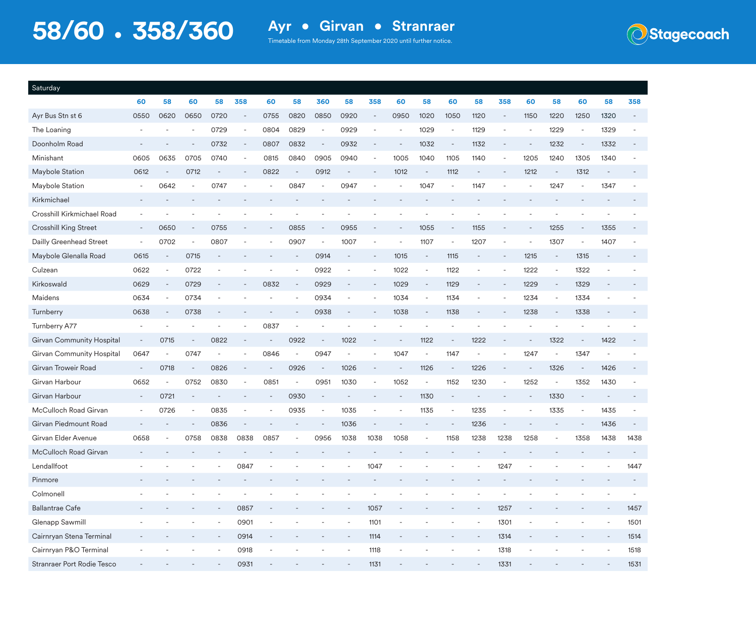# 58/60 • 358/360

## Ayr • Girvan • Stranraer

Timetable from Monday 28th September 2020 until further notice.

Stagecoach

| Saturday | 60 | 58 | 60 | 58 | 358 | 60 | 58 | 360 | 58 | 358 | 60 | 58 | 60 | 58 | 358 | 60 | 58 | 60 | 58 | 358 |
|---|---|---|---|---|---|---|---|---|---|---|---|---|---|---|---|---|---|---|---|---|
| Ayr Bus Stn st 6 | 0550 | 0620 | 0650 | 0720 | - | 0755 | 0820 | 0850 | 0920 | - | 0950 | 1020 | 1050 | 1120 | - | 1150 | 1220 | 1250 | 1320 | - |
| The Loaning | - | - | - | 0729 | - | 0804 | 0829 | - | 0929 | - | - | 1029 | - | 1129 | - | - | 1229 | - | 1329 | - |
| Doonholm Road | - | - | - | 0732 | - | 0807 | 0832 | - | 0932 | - | - | 1032 | - | 1132 | - | - | 1232 | - | 1332 | - |
| Minishant | 0605 | 0635 | 0705 | 0740 | - | 0815 | 0840 | 0905 | 0940 | - | 1005 | 1040 | 1105 | 1140 | - | 1205 | 1240 | 1305 | 1340 | - |
| Maybole Station | 0612 | - | 0712 | - | - | 0822 | - | 0912 | - | - | 1012 | - | 1112 | - | - | 1212 | - | 1312 | - | - |
| Maybole Station | - | 0642 | - | 0747 | - | - | 0847 | - | 0947 | - | - | 1047 | - | 1147 | - | - | 1247 | - | 1347 | - |
| Kirkmichael | - | - | - | - | - | - | - | - | - | - | - | - | - | - | - | - | - | - | - | - |
| Crosshill Kirkmichael Road | - | - | - | - | - | - | - | - | - | - | - | - | - | - | - | - | - | - | - | - |
| Crosshill King Street | - | 0650 | - | 0755 | - | - | 0855 | - | 0955 | - | - | 1055 | - | 1155 | - | - | 1255 | - | 1355 | - |
| Dailly Greenhead Street | - | 0702 | - | 0807 | - | - | 0907 | - | 1007 | - | - | 1107 | - | 1207 | - | - | 1307 | - | 1407 | - |
| Maybole Glenalla Road | 0615 | - | 0715 | - | - | - | - | 0914 | - | - | 1015 | - | 1115 | - | - | 1215 | - | 1315 | - | - |
| Culzean | 0622 | - | 0722 | - | - | - | - | 0922 | - | - | 1022 | - | 1122 | - | - | 1222 | - | 1322 | - | - |
| Kirkoswald | 0629 | - | 0729 | - | - | 0832 | - | 0929 | - | - | 1029 | - | 1129 | - | - | 1229 | - | 1329 | - | - |
| Maidens | 0634 | - | 0734 | - | - | - | - | 0934 | - | - | 1034 | - | 1134 | - | - | 1234 | - | 1334 | - | - |
| Turnberry | 0638 | - | 0738 | - | - | - | - | 0938 | - | - | 1038 | - | 1138 | - | - | 1238 | - | 1338 | - | - |
| Turnberry A77 | - | - | - | - | - | 0837 | - | - | - | - | - | - | - | - | - | - | - | - | - | - |
| Girvan Community Hospital | - | 0715 | - | 0822 | - | - | 0922 | - | 1022 | - | - | 1122 | - | 1222 | - | - | 1322 | - | 1422 | - |
| Girvan Community Hospital | 0647 | - | 0747 | - | - | 0846 | - | 0947 | - | - | 1047 | - | 1147 | - | - | 1247 | - | 1347 | - | - |
| Girvan Troweir Road | - | 0718 | - | 0826 | - | - | 0926 | - | 1026 | - | - | 1126 | - | 1226 | - | - | 1326 | - | 1426 | - |
| Girvan Harbour | 0652 | - | 0752 | 0830 | - | 0851 | - | 0951 | 1030 | - | 1052 | - | 1152 | 1230 | - | 1252 | - | 1352 | 1430 | - |
| Girvan Harbour | - | 0721 | - | - | - | - | 0930 | - | - | - | - | 1130 | - | - | - | - | 1330 | - | - | - |
| McCulloch Road Girvan | - | 0726 | - | 0835 | - | - | 0935 | - | 1035 | - | - | 1135 | - | 1235 | - | - | 1335 | - | 1435 | - |
| Girvan Piedmount Road | - | - | - | 0836 | - | - | - | - | 1036 | - | - | - | - | 1236 | - | - | - | - | 1436 | - |
| Girvan Elder Avenue | 0658 | - | 0758 | 0838 | 0838 | 0857 | - | 0956 | 1038 | 1038 | 1058 | - | 1158 | 1238 | 1238 | 1258 | - | 1358 | 1438 | 1438 |
| McCulloch Road Girvan | - | - | - | - | - | - | - | - | - | - | - | - | - | - | - | - | - | - | - | - |
| Lendallfoot | - | - | - | - | 0847 | - | - | - | - | 1047 | - | - | - | - | 1247 | - | - | - | - | 1447 |
| Pinmore | - | - | - | - | - | - | - | - | - | - | - | - | - | - | - | - | - | - | - | - |
| Colmonell | - | - | - | - | - | - | - | - | - | - | - | - | - | - | - | - | - | - | - | - |
| Ballantrae Cafe | - | - | - | - | 0857 | - | - | - | - | 1057 | - | - | - | - | 1257 | - | - | - | - | 1457 |
| Glenapp Sawmill | - | - | - | - | 0901 | - | - | - | - | 1101 | - | - | - | - | 1301 | - | - | - | - | 1501 |
| Cairnryan Stena Terminal | - | - | - | - | 0914 | - | - | - | - | 1114 | - | - | - | - | 1314 | - | - | - | - | 1514 |
| Cairnryan P&O Terminal | - | - | - | - | 0918 | - | - | - | - | 1118 | - | - | - | - | 1318 | - | - | - | - | 1518 |
| Stranraer Port Rodie Tesco | - | - | - | - | 0931 | - | - | - | - | 1131 | - | - | - | - | 1331 | - | - | - | - | 1531 |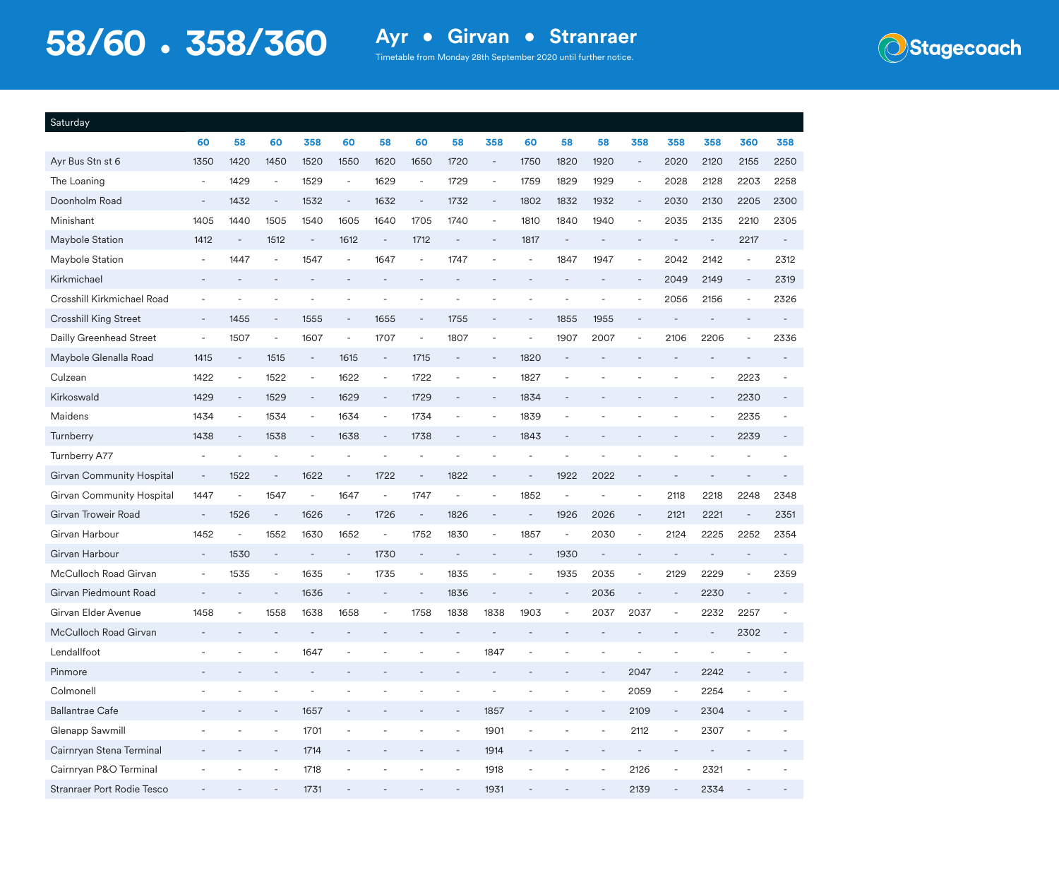# 58/60 • 358/360

## Ayr • Girvan • Stranraer

Timetable from Monday 28th September 2020 until further notice.

Stagecoach

| Saturday | 60 | 58 | 60 | 358 | 60 | 58 | 60 | 58 | 358 | 60 | 58 | 58 | 358 | 358 | 358 | 360 | 358 |
|---|---|---|---|---|---|---|---|---|---|---|---|---|---|---|---|---|---|
| Ayr Bus Stn st 6 | 1350 | 1420 | 1450 | 1520 | 1550 | 1620 | 1650 | 1720 | - | 1750 | 1820 | 1920 | - | 2020 | 2120 | 2155 | 2250 |
| The Loaning | - | 1429 | - | 1529 | - | 1629 | - | 1729 | - | 1759 | 1829 | 1929 | - | 2028 | 2128 | 2203 | 2258 |
| Doonholm Road | - | 1432 | - | 1532 | - | 1632 | - | 1732 | - | 1802 | 1832 | 1932 | - | 2030 | 2130 | 2205 | 2300 |
| Minishant | 1405 | 1440 | 1505 | 1540 | 1605 | 1640 | 1705 | 1740 | - | 1810 | 1840 | 1940 | - | 2035 | 2135 | 2210 | 2305 |
| Maybole Station | 1412 | - | 1512 | - | 1612 | - | 1712 | - | - | 1817 | - | - | - | - | - | 2217 | - |
| Maybole Station | - | 1447 | - | 1547 | - | 1647 | - | 1747 | - | - | 1847 | 1947 | - | 2042 | 2142 | - | 2312 |
| Kirkmichael | - | - | - | - | - | - | - | - | - | - | - | - | - | 2049 | 2149 | - | 2319 |
| Crosshill Kirkmichael Road | - | - | - | - | - | - | - | - | - | - | - | - | - | 2056 | 2156 | - | 2326 |
| Crosshill King Street | - | 1455 | - | 1555 | - | 1655 | - | 1755 | - | - | 1855 | 1955 | - | - | - | - | - |
| Dailly Greenhead Street | - | 1507 | - | 1607 | - | 1707 | - | 1807 | - | - | 1907 | 2007 | - | 2106 | 2206 | - | 2336 |
| Maybole Glenalla Road | 1415 | - | 1515 | - | 1615 | - | 1715 | - | - | 1820 | - | - | - | - | - | - | - |
| Culzean | 1422 | - | 1522 | - | 1622 | - | 1722 | - | - | 1827 | - | - | - | - | - | 2223 | - |
| Kirkoswald | 1429 | - | 1529 | - | 1629 | - | 1729 | - | - | 1834 | - | - | - | - | - | 2230 | - |
| Maidens | 1434 | - | 1534 | - | 1634 | - | 1734 | - | - | 1839 | - | - | - | - | - | 2235 | - |
| Turnberry | 1438 | - | 1538 | - | 1638 | - | 1738 | - | - | 1843 | - | - | - | - | - | 2239 | - |
| Turnberry A77 | - | - | - | - | - | - | - | - | - | - | - | - | - | - | - | - | - |
| Girvan Community Hospital | - | 1522 | - | 1622 | - | 1722 | - | 1822 | - | - | 1922 | 2022 | - | - | - | - | - |
| Girvan Community Hospital | 1447 | - | 1547 | - | 1647 | - | 1747 | - | - | 1852 | - | - | - | 2118 | 2218 | 2248 | 2348 |
| Girvan Troweir Road | - | 1526 | - | 1626 | - | 1726 | - | 1826 | - | - | 1926 | 2026 | - | 2121 | 2221 | - | 2351 |
| Girvan Harbour | 1452 | - | 1552 | 1630 | 1652 | - | 1752 | 1830 | - | 1857 | - | 2030 | - | 2124 | 2225 | 2252 | 2354 |
| Girvan Harbour | - | 1530 | - | - | - | 1730 | - | - | - | - | 1930 | - | - | - | - | - | - |
| McCulloch Road Girvan | - | 1535 | - | 1635 | - | 1735 | - | 1835 | - | - | 1935 | 2035 | - | 2129 | 2229 | - | 2359 |
| Girvan Piedmount Road | - | - | - | 1636 | - | - | - | 1836 | - | - | - | 2036 | - | - | 2230 | - | - |
| Girvan Elder Avenue | 1458 | - | 1558 | 1638 | 1658 | - | 1758 | 1838 | 1838 | 1903 | - | 2037 | 2037 | - | 2232 | 2257 | - |
| McCulloch Road Girvan | - | - | - | - | - | - | - | - | - | - | - | - | - | - | - | 2302 | - |
| Lendalfoot | - | - | - | 1647 | - | - | - | - | 1847 | - | - | - | - | - | - | - | - |
| Pinmore | - | - | - | - | - | - | - | - | - | - | - | - | 2047 | - | 2242 | - | - |
| Colmonell | - | - | - | - | - | - | - | - | - | - | - | - | 2059 | - | 2254 | - | - |
| Ballantrae Cafe | - | - | - | 1657 | - | - | - | - | 1857 | - | - | - | 2109 | - | 2304 | - | - |
| Glenapp Sawmill | - | - | - | 1701 | - | - | - | - | 1901 | - | - | - | 2112 | - | 2307 | - | - |
| Cairnryan Stena Terminal | - | - | - | 1714 | - | - | - | - | 1914 | - | - | - | - | - | - | - | - |
| Cairnryan P&O Terminal | - | - | - | 1718 | - | - | - | - | 1918 | - | - | - | 2126 | - | 2321 | - | - |
| Stranraer Port Rodie Tesco | - | - | - | 1731 | - | - | - | - | 1931 | - | - | - | 2139 | - | 2334 | - | - |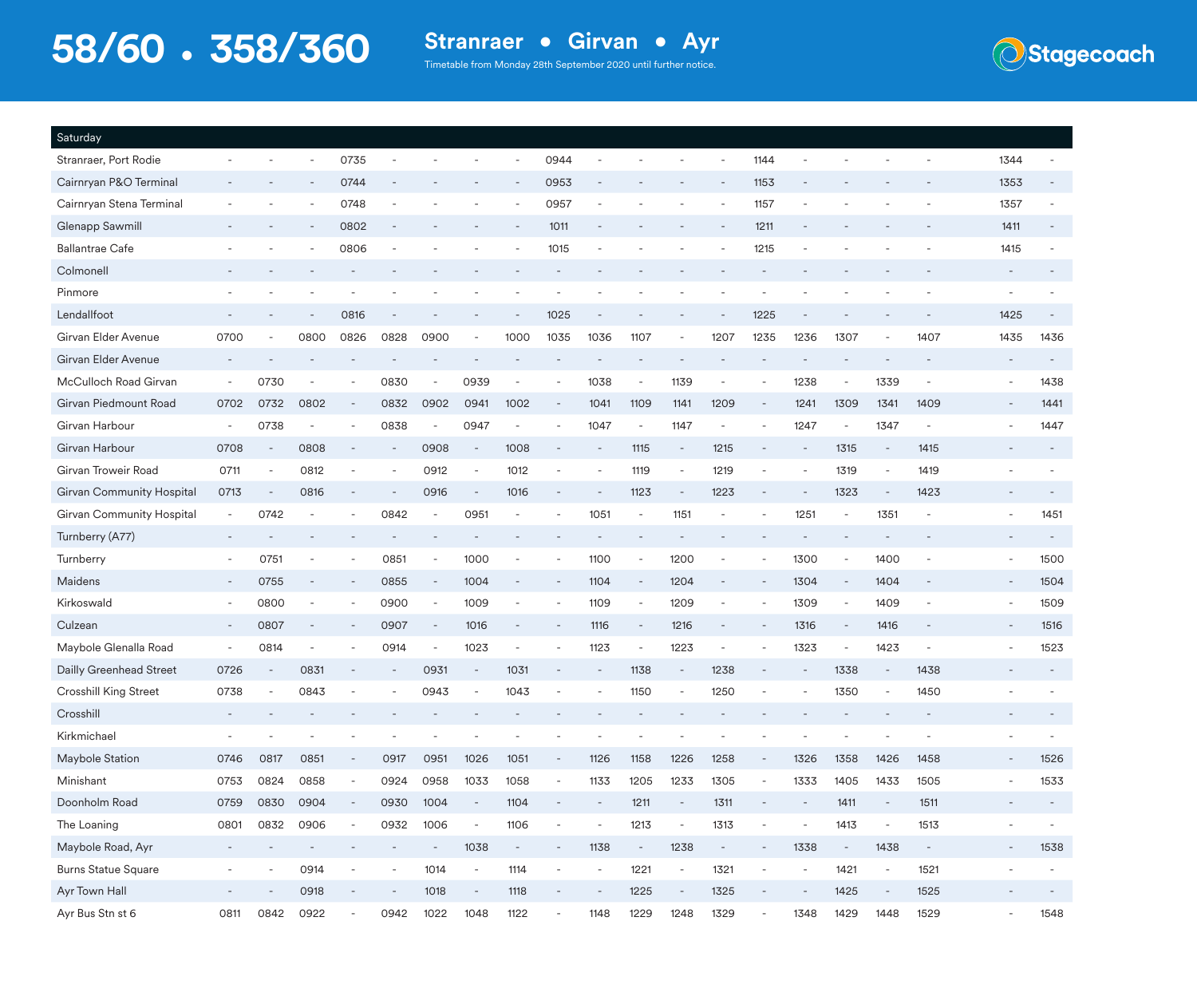# 58/60 • 358/360

## Stranraer • Girvan • Ayr

Timetable from Monday 28th September 2020 until further notice.

Stagecoach

| Saturday | | | | | | | | | | | | | | | | | | | | |
|---|---|---|---|---|---|---|---|---|---|---|---|---|---|---|---|---|---|---|---|---|
| Stranraer, Port Rodie | - | - | - | 0735 | - | - | - | - | 0944 | - | - | - | - | 1144 | - | - | - | - | 1344 | - |
| Cairnryan P&O Terminal | - | - | - | 0744 | - | - | - | - | 0953 | - | - | - | - | 1153 | - | - | - | - | 1353 | - |
| Cairnryan Stena Terminal | - | - | - | 0748 | - | - | - | - | 0957 | - | - | - | - | 1157 | - | - | - | - | 1357 | - |
| Glenapp Sawmill | - | - | - | 0802 | - | - | - | - | 1011 | - | - | - | - | 1211 | - | - | - | - | 1411 | - |
| Ballantrae Cafe | - | - | - | 0806 | - | - | - | - | 1015 | - | - | - | - | 1215 | - | - | - | - | 1415 | - |
| Colmonell | - | - | - | - | - | - | - | - | - | - | - | - | - | - | - | - | - | - | - | - |
| Pinmore | - | - | - | - | - | - | - | - | - | - | - | - | - | - | - | - | - | - | - | - |
| Lendallfoot | - | - | - | 0816 | - | - | - | - | 1025 | - | - | - | - | 1225 | - | - | - | - | 1425 | - |
| Girvan Elder Avenue | 0700 | - | 0800 | 0826 | 0828 | 0900 | - | 1000 | 1035 | 1036 | 1107 | - | 1207 | 1235 | 1236 | 1307 | - | 1407 | 1435 | 1436 |
| Girvan Elder Avenue | - | - | - | - | - | - | - | - | - | - | - | - | - | - | - | - | - | - | - | - |
| McCulloch Road Girvan | - | 0730 | - | - | 0830 | - | 0939 | - | - | 1038 | - | 1139 | - | - | 1238 | - | 1339 | - | - | 1438 |
| Girvan Piedmount Road | 0702 | 0732 | 0802 | - | 0832 | 0902 | 0941 | 1002 | - | 1041 | 1109 | 1141 | 1209 | - | 1241 | 1309 | 1341 | 1409 | - | 1441 |
| Girvan Harbour | - | 0738 | - | - | 0838 | - | 0947 | - | - | 1047 | - | 1147 | - | - | 1247 | - | 1347 | - | - | 1447 |
| Girvan Harbour | 0708 | - | 0808 | - | - | 0908 | - | 1008 | - | - | 1115 | - | 1215 | - | - | 1315 | - | 1415 | - | - |
| Girvan Troweir Road | 0711 | - | 0812 | - | - | 0912 | - | 1012 | - | - | 1119 | - | 1219 | - | - | 1319 | - | 1419 | - | - |
| Girvan Community Hospital | 0713 | - | 0816 | - | - | 0916 | - | 1016 | - | - | 1123 | - | 1223 | - | - | 1323 | - | 1423 | - | - |
| Girvan Community Hospital | - | 0742 | - | - | 0842 | - | 0951 | - | - | 1051 | - | 1151 | - | - | 1251 | - | 1351 | - | - | 1451 |
| Turnberry (A77) | - | - | - | - | - | - | - | - | - | - | - | - | - | - | - | - | - | - | - | - |
| Turnberry | - | 0751 | - | - | 0851 | - | 1000 | - | - | 1100 | - | 1200 | - | - | 1300 | - | 1400 | - | - | 1500 |
| Maidens | - | 0755 | - | - | 0855 | - | 1004 | - | - | 1104 | - | 1204 | - | - | 1304 | - | 1404 | - | - | 1504 |
| Kirkoswald | - | 0800 | - | - | 0900 | - | 1009 | - | - | 1109 | - | 1209 | - | - | 1309 | - | 1409 | - | - | 1509 |
| Culzean | - | 0807 | - | - | 0907 | - | 1016 | - | - | 1116 | - | 1216 | - | - | 1316 | - | 1416 | - | - | 1516 |
| Maybole Glenalla Road | - | 0814 | - | - | 0914 | - | 1023 | - | - | 1123 | - | 1223 | - | - | 1323 | - | 1423 | - | - | 1523 |
| Dailly Greenhead Street | 0726 | - | 0831 | - | - | 0931 | - | 1031 | - | - | 1138 | - | 1238 | - | - | 1338 | - | 1438 | - | - |
| Crosshill King Street | 0738 | - | 0843 | - | - | 0943 | - | 1043 | - | - | 1150 | - | 1250 | - | - | 1350 | - | 1450 | - | - |
| Crosshill | - | - | - | - | - | - | - | - | - | - | - | - | - | - | - | - | - | - | - | - |
| Kirkmichael | - | - | - | - | - | - | - | - | - | - | - | - | - | - | - | - | - | - | - | - |
| Maybole Station | 0746 | 0817 | 0851 | - | 0917 | 0951 | 1026 | 1051 | - | 1126 | 1158 | 1226 | 1258 | - | 1326 | 1358 | 1426 | 1458 | - | 1526 |
| Minishant | 0753 | 0824 | 0858 | - | 0924 | 0958 | 1033 | 1058 | - | 1133 | 1205 | 1233 | 1305 | - | 1333 | 1405 | 1433 | 1505 | - | 1533 |
| Doonholm Road | 0759 | 0830 | 0904 | - | 0930 | 1004 | - | 1104 | - | - | 1211 | - | 1311 | - | - | 1411 | - | 1511 | - | - |
| The Loaning | 0801 | 0832 | 0906 | - | 0932 | 1006 | - | 1106 | - | - | 1213 | - | 1313 | - | - | 1413 | - | 1513 | - | - |
| Maybole Road, Ayr | - | - | - | - | - | - | 1038 | - | - | 1138 | - | 1238 | - | - | 1338 | - | 1438 | - | - | 1538 |
| Burns Statue Square | - | - | 0914 | - | - | 1014 | - | 1114 | - | - | 1221 | - | 1321 | - | - | 1421 | - | 1521 | - | - |
| Ayr Town Hall | - | - | 0918 | - | - | 1018 | - | 1118 | - | - | 1225 | - | 1325 | - | - | 1425 | - | 1525 | - | - |
| Ayr Bus Stn st 6 | 0811 | 0842 | 0922 | - | 0942 | 1022 | 1048 | 1122 | - | 1148 | 1229 | 1248 | 1329 | - | 1348 | 1429 | 1448 | 1529 | - | 1548 |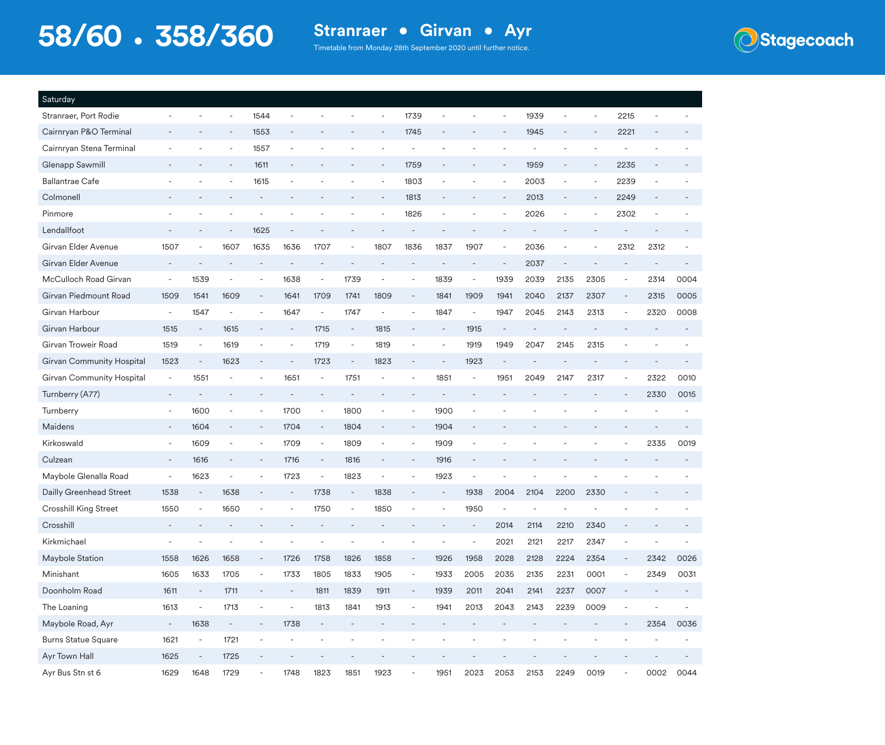# 58/60 • 358/360

## Stranraer • Girvan • Ayr

Timetable from Monday 28th September 2020 until further notice.

Stagecoach

| Saturday | | | | | | | | | | | | | | | | | | |
|---|---|---|---|---|---|---|---|---|---|---|---|---|---|---|---|---|---|---|
| Stranraer, Port Rodie | - | - | - | 1544 | - | - | - | - | 1739 | - | - | - | 1939 | - | - | 2215 | - | - |
| Cairnryan P&O Terminal | - | - | - | 1553 | - | - | - | - | 1745 | - | - | - | 1945 | - | - | 2221 | - | - |
| Cairnryan Stena Terminal | - | - | - | 1557 | - | - | - | - | - | - | - | - | - | - | - | - | - | - |
| Glenapp Sawmill | - | - | - | 1611 | - | - | - | - | 1759 | - | - | - | 1959 | - | - | 2235 | - | - |
| Ballantrae Cafe | - | - | - | 1615 | - | - | - | - | 1803 | - | - | - | 2003 | - | - | 2239 | - | - |
| Colmonell | - | - | - | - | - | - | - | - | 1813 | - | - | - | 2013 | - | - | 2249 | - | - |
| Pinmore | - | - | - | - | - | - | - | - | 1826 | - | - | - | 2026 | - | - | 2302 | - | - |
| Lendalfoot | - | - | - | 1625 | - | - | - | - | - | - | - | - | - | - | - | - | - | - |
| Girvan Elder Avenue | 1507 | - | 1607 | 1635 | 1636 | 1707 | - | 1807 | 1836 | 1837 | 1907 | - | 2036 | - | - | 2312 | 2312 | - |
| Girvan Elder Avenue | - | - | - | - | - | - | - | - | - | - | - | - | 2037 | - | - | - | - | - |
| McCulloch Road Girvan | - | 1539 | - | - | 1638 | - | 1739 | - | - | 1839 | - | 1939 | 2039 | 2135 | 2305 | - | 2314 | 0004 |
| Girvan Piedmount Road | 1509 | 1541 | 1609 | - | 1641 | 1709 | 1741 | 1809 | - | 1841 | 1909 | 1941 | 2040 | 2137 | 2307 | - | 2315 | 0005 |
| Girvan Harbour | - | 1547 | - | - | 1647 | - | 1747 | - | - | 1847 | - | 1947 | 2045 | 2143 | 2313 | - | 2320 | 0008 |
| Girvan Harbour | 1515 | - | 1615 | - | - | 1715 | - | 1815 | - | - | 1915 | - | - | - | - | - | - | - |
| Girvan Troweir Road | 1519 | - | 1619 | - | - | 1719 | - | 1819 | - | - | 1919 | 1949 | 2047 | 2145 | 2315 | - | - | - |
| Girvan Community Hospital | 1523 | - | 1623 | - | - | 1723 | - | 1823 | - | - | 1923 | - | - | - | - | - | - | - |
| Girvan Community Hospital | - | 1551 | - | - | 1651 | - | 1751 | - | - | 1851 | - | 1951 | 2049 | 2147 | 2317 | - | 2322 | 0010 |
| Turnberry (A77) | - | - | - | - | - | - | - | - | - | - | - | - | - | - | - | - | 2330 | 0015 |
| Turnberry | - | 1600 | - | - | 1700 | - | 1800 | - | - | 1900 | - | - | - | - | - | - | - | - |
| Maidens | - | 1604 | - | - | 1704 | - | 1804 | - | - | 1904 | - | - | - | - | - | - | - | - |
| Kirkoswald | - | 1609 | - | - | 1709 | - | 1809 | - | - | 1909 | - | - | - | - | - | - | 2335 | 0019 |
| Culzean | - | 1616 | - | - | 1716 | - | 1816 | - | - | 1916 | - | - | - | - | - | - | - | - |
| Maybole Glenalla Road | - | 1623 | - | - | 1723 | - | 1823 | - | - | 1923 | - | - | - | - | - | - | - | - |
| Dailly Greenhead Street | 1538 | - | 1638 | - | - | 1738 | - | 1838 | - | - | 1938 | 2004 | 2104 | 2200 | 2330 | - | - | - |
| Crosshill King Street | 1550 | - | 1650 | - | - | 1750 | - | 1850 | - | - | 1950 | - | - | - | - | - | - | - |
| Crosshill | - | - | - | - | - | - | - | - | - | - | - | 2014 | 2114 | 2210 | 2340 | - | - | - |
| Kirkmichael | - | - | - | - | - | - | - | - | - | - | - | 2021 | 2121 | 2217 | 2347 | - | - | - |
| Maybole Station | 1558 | 1626 | 1658 | - | 1726 | 1758 | 1826 | 1858 | - | 1926 | 1958 | 2028 | 2128 | 2224 | 2354 | - | 2342 | 0026 |
| Minishant | 1605 | 1633 | 1705 | - | 1733 | 1805 | 1833 | 1905 | - | 1933 | 2005 | 2035 | 2135 | 2231 | 0001 | - | 2349 | 0031 |
| Doonholm Road | 1611 | - | 1711 | - | - | 1811 | 1839 | 1911 | - | 1939 | 2011 | 2041 | 2141 | 2237 | 0007 | - | - | - |
| The Loaning | 1613 | - | 1713 | - | - | 1813 | 1841 | 1913 | - | 1941 | 2013 | 2043 | 2143 | 2239 | 0009 | - | - | - |
| Maybole Road, Ayr | - | 1638 | - | - | 1738 | - | - | - | - | - | - | - | - | - | - | - | 2354 | 0036 |
| Burns Statue Square | 1621 | - | 1721 | - | - | - | - | - | - | - | - | - | - | - | - | - | - | - |
| Ayr Town Hall | 1625 | - | 1725 | - | - | - | - | - | - | - | - | - | - | - | - | - | - | - |
| Ayr Bus Stn st 6 | 1629 | 1648 | 1729 | - | 1748 | 1823 | 1851 | 1923 | - | 1951 | 2023 | 2053 | 2153 | 2249 | 0019 | - | 0002 | 0044 |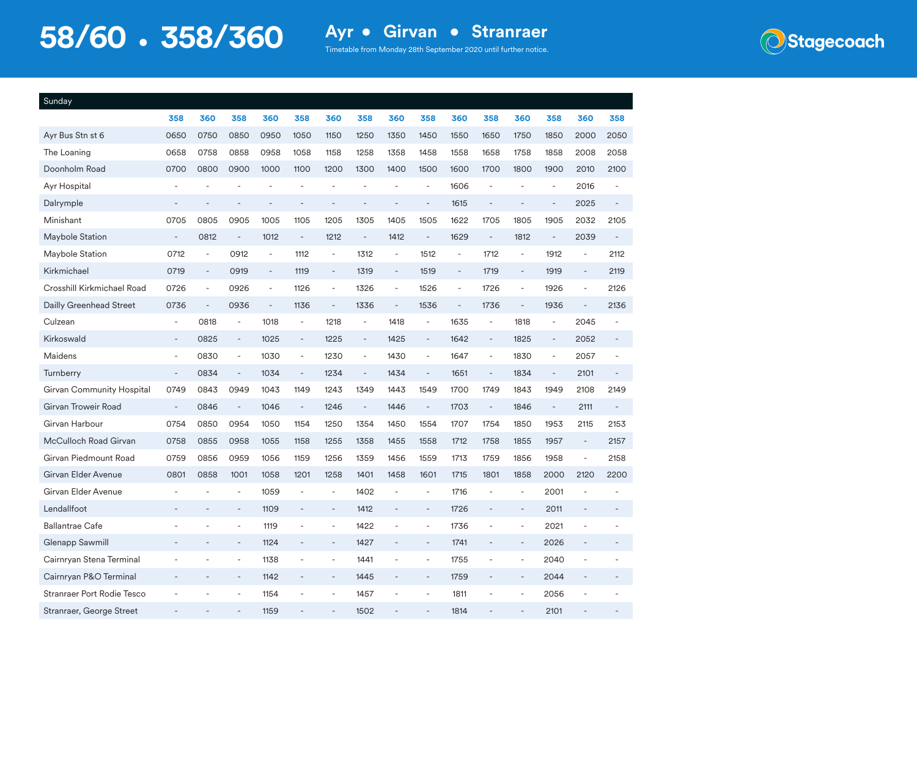# 58/60 • 358/360

## Ayr • Girvan • Stranraer

Timetable from Monday 28th September 2020 until further notice.

Stagecoach

| Sunday | | | | | | | | | | | | | | | |
|---|---|---|---|---|---|---|---|---|---|---|---|---|---|---|---|
| | 358 | 360 | 358 | 360 | 358 | 360 | 358 | 360 | 358 | 360 | 358 | 360 | 358 | 360 | 358 |
| Ayr Bus Stn st 6 | 0650 | 0750 | 0850 | 0950 | 1050 | 1150 | 1250 | 1350 | 1450 | 1550 | 1650 | 1750 | 1850 | 2000 | 2050 |
| The Loaning | 0658 | 0758 | 0858 | 0958 | 1058 | 1158 | 1258 | 1358 | 1458 | 1558 | 1658 | 1758 | 1858 | 2008 | 2058 |
| Doonholm Road | 0700 | 0800 | 0900 | 1000 | 1100 | 1200 | 1300 | 1400 | 1500 | 1600 | 1700 | 1800 | 1900 | 2010 | 2100 |
| Ayr Hospital | - | - | - | - | - | - | - | - | - | 1606 | - | - | - | 2016 | - |
| Dalrymple | - | - | - | - | - | - | - | - | - | 1615 | - | - | - | 2025 | - |
| Minishant | 0705 | 0805 | 0905 | 1005 | 1105 | 1205 | 1305 | 1405 | 1505 | 1622 | 1705 | 1805 | 1905 | 2032 | 2105 |
| Maybole Station | - | 0812 | - | 1012 | - | 1212 | - | 1412 | - | 1629 | - | 1812 | - | 2039 | - |
| Maybole Station | 0712 | - | 0912 | - | 1112 | - | 1312 | - | 1512 | - | 1712 | - | 1912 | - | 2112 |
| Kirkmichael | 0719 | - | 0919 | - | 1119 | - | 1319 | - | 1519 | - | 1719 | - | 1919 | - | 2119 |
| Crosshill Kirkmichael Road | 0726 | - | 0926 | - | 1126 | - | 1326 | - | 1526 | - | 1726 | - | 1926 | - | 2126 |
| Dailly Greenhead Street | 0736 | - | 0936 | - | 1136 | - | 1336 | - | 1536 | - | 1736 | - | 1936 | - | 2136 |
| Culzean | - | 0818 | - | 1018 | - | 1218 | - | 1418 | - | 1635 | - | 1818 | - | 2045 | - |
| Kirkoswald | - | 0825 | - | 1025 | - | 1225 | - | 1425 | - | 1642 | - | 1825 | - | 2052 | - |
| Maidens | - | 0830 | - | 1030 | - | 1230 | - | 1430 | - | 1647 | - | 1830 | - | 2057 | - |
| Turnberry | - | 0834 | - | 1034 | - | 1234 | - | 1434 | - | 1651 | - | 1834 | - | 2101 | - |
| Girvan Community Hospital | 0749 | 0843 | 0949 | 1043 | 1149 | 1243 | 1349 | 1443 | 1549 | 1700 | 1749 | 1843 | 1949 | 2108 | 2149 |
| Girvan Troweir Road | - | 0846 | - | 1046 | - | 1246 | - | 1446 | - | 1703 | - | 1846 | - | 2111 | - |
| Girvan Harbour | 0754 | 0850 | 0954 | 1050 | 1154 | 1250 | 1354 | 1450 | 1554 | 1707 | 1754 | 1850 | 1953 | 2115 | 2153 |
| McCulloch Road Girvan | 0758 | 0855 | 0958 | 1055 | 1158 | 1255 | 1358 | 1455 | 1558 | 1712 | 1758 | 1855 | 1957 | - | 2157 |
| Girvan Piedmount Road | 0759 | 0856 | 0959 | 1056 | 1159 | 1256 | 1359 | 1456 | 1559 | 1713 | 1759 | 1856 | 1958 | - | 2158 |
| Girvan Elder Avenue | 0801 | 0858 | 1001 | 1058 | 1201 | 1258 | 1401 | 1458 | 1601 | 1715 | 1801 | 1858 | 2000 | 2120 | 2200 |
| Girvan Elder Avenue | - | - | - | 1059 | - | - | 1402 | - | - | 1716 | - | - | 2001 | - | - |
| Lendalfoot | - | - | - | 1109 | - | - | 1412 | - | - | 1726 | - | - | 2011 | - | - |
| Ballantrae Cafe | - | - | - | 1119 | - | - | 1422 | - | - | 1736 | - | - | 2021 | - | - |
| Glenapp Sawmill | - | - | - | 1124 | - | - | 1427 | - | - | 1741 | - | - | 2026 | - | - |
| Cairnryan Stena Terminal | - | - | - | 1138 | - | - | 1441 | - | - | 1755 | - | - | 2040 | - | - |
| Cairnryan P&O Terminal | - | - | - | 1142 | - | - | 1445 | - | - | 1759 | - | - | 2044 | - | - |
| Stranraer Port Rodie Tesco | - | - | - | 1154 | - | - | 1457 | - | - | 1811 | - | - | 2056 | - | - |
| Stranraer, George Street | - | - | - | 1159 | - | - | 1502 | - | - | 1814 | - | - | 2101 | - | - |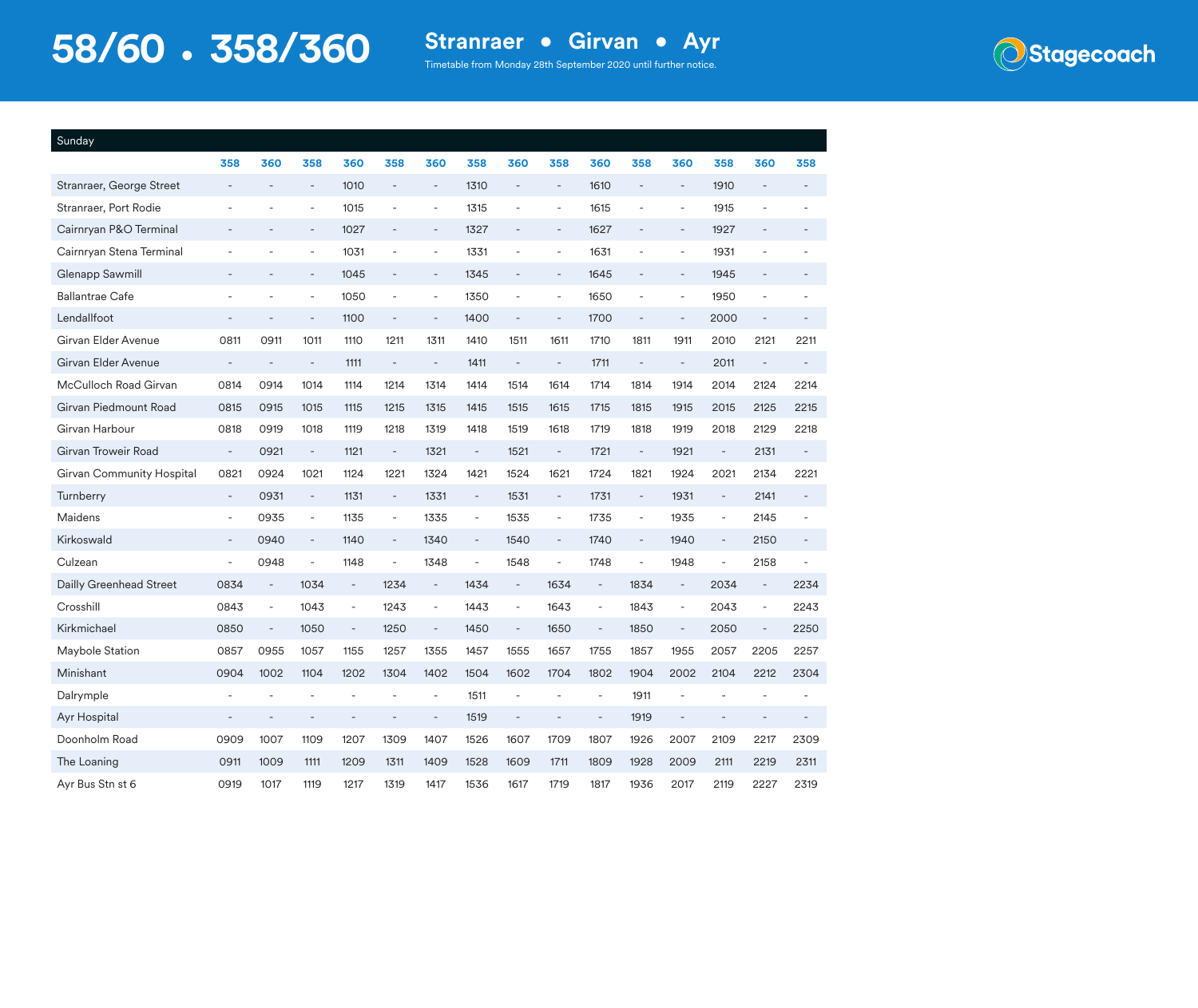# 58/60 • 358/360

## Stranraer • Girvan • Ayr

Timetable from Monday 28th September 2020 until further notice.

Stagecoach

| Sunday | 358 | 360 | 358 | 360 | 358 | 360 | 358 | 360 | 358 | 360 | 358 | 360 | 358 | 360 | 358 |
|---|---|---|---|---|---|---|---|---|---|---|---|---|---|---|---|
| Stranraer, George Street | - | - | - | 1010 | - | - | 1310 | - | - | 1610 | - | - | 1910 | - | - |
| Stranraer, Port Rodie | - | - | - | 1015 | - | - | 1315 | - | - | 1615 | - | - | 1915 | - | - |
| Cairnryan P&O Terminal | - | - | - | 1027 | - | - | 1327 | - | - | 1627 | - | - | 1927 | - | - |
| Cairnryan Stena Terminal | - | - | - | 1031 | - | - | 1331 | - | - | 1631 | - | - | 1931 | - | - |
| Glenapp Sawmill | - | - | - | 1045 | - | - | 1345 | - | - | 1645 | - | - | 1945 | - | - |
| Ballantrae Cafe | - | - | - | 1050 | - | - | 1350 | - | - | 1650 | - | - | 1950 | - | - |
| Lendallfoot | - | - | - | 1100 | - | - | 1400 | - | - | 1700 | - | - | 2000 | - | - |
| Girvan Elder Avenue | 0811 | 0911 | 1011 | 1110 | 1211 | 1311 | 1410 | 1511 | 1611 | 1710 | 1811 | 1911 | 2010 | 2121 | 2211 |
| Girvan Elder Avenue | - | - | - | 1111 | - | - | 1411 | - | - | 1711 | - | - | 2011 | - | - |
| McCulloch Road Girvan | 0814 | 0914 | 1014 | 1114 | 1214 | 1314 | 1414 | 1514 | 1614 | 1714 | 1814 | 1914 | 2014 | 2124 | 2214 |
| Girvan Piedmount Road | 0815 | 0915 | 1015 | 1115 | 1215 | 1315 | 1415 | 1515 | 1615 | 1715 | 1815 | 1915 | 2015 | 2125 | 2215 |
| Girvan Harbour | 0818 | 0919 | 1018 | 1119 | 1218 | 1319 | 1418 | 1519 | 1618 | 1719 | 1818 | 1919 | 2018 | 2129 | 2218 |
| Girvan Troweir Road | - | 0921 | - | 1121 | - | 1321 | - | 1521 | - | 1721 | - | 1921 | - | 2131 | - |
| Girvan Community Hospital | 0821 | 0924 | 1021 | 1124 | 1221 | 1324 | 1421 | 1524 | 1621 | 1724 | 1821 | 1924 | 2021 | 2134 | 2221 |
| Turnberry | - | 0931 | - | 1131 | - | 1331 | - | 1531 | - | 1731 | - | 1931 | - | 2141 | - |
| Maidens | - | 0935 | - | 1135 | - | 1335 | - | 1535 | - | 1735 | - | 1935 | - | 2145 | - |
| Kirkoswald | - | 0940 | - | 1140 | - | 1340 | - | 1540 | - | 1740 | - | 1940 | - | 2150 | - |
| Culzean | - | 0948 | - | 1148 | - | 1348 | - | 1548 | - | 1748 | - | 1948 | - | 2158 | - |
| Dailly Greenhead Street | 0834 | - | 1034 | - | 1234 | - | 1434 | - | 1634 | - | 1834 | - | 2034 | - | 2234 |
| Crosshill | 0843 | - | 1043 | - | 1243 | - | 1443 | - | 1643 | - | 1843 | - | 2043 | - | 2243 |
| Kirkmichael | 0850 | - | 1050 | - | 1250 | - | 1450 | - | 1650 | - | 1850 | - | 2050 | - | 2250 |
| Maybole Station | 0857 | 0955 | 1057 | 1155 | 1257 | 1355 | 1457 | 1555 | 1657 | 1755 | 1857 | 1955 | 2057 | 2205 | 2257 |
| Minishant | 0904 | 1002 | 1104 | 1202 | 1304 | 1402 | 1504 | 1602 | 1704 | 1802 | 1904 | 2002 | 2104 | 2212 | 2304 |
| Dalrymple | - | - | - | - | - | - | 1511 | - | - | - | 1911 | - | - | - | - |
| Ayr Hospital | - | - | - | - | - | - | 1519 | - | - | - | 1919 | - | - | - | - |
| Doonholm Road | 0909 | 1007 | 1109 | 1207 | 1309 | 1407 | 1526 | 1607 | 1709 | 1807 | 1926 | 2007 | 2109 | 2217 | 2309 |
| The Loaning | 0911 | 1009 | 1111 | 1209 | 1311 | 1409 | 1528 | 1609 | 1711 | 1809 | 1928 | 2009 | 2111 | 2219 | 2311 |
| Ayr Bus Stn st 6 | 0919 | 1017 | 1119 | 1217 | 1319 | 1417 | 1536 | 1617 | 1719 | 1817 | 1936 | 2017 | 2119 | 2227 | 2319 |